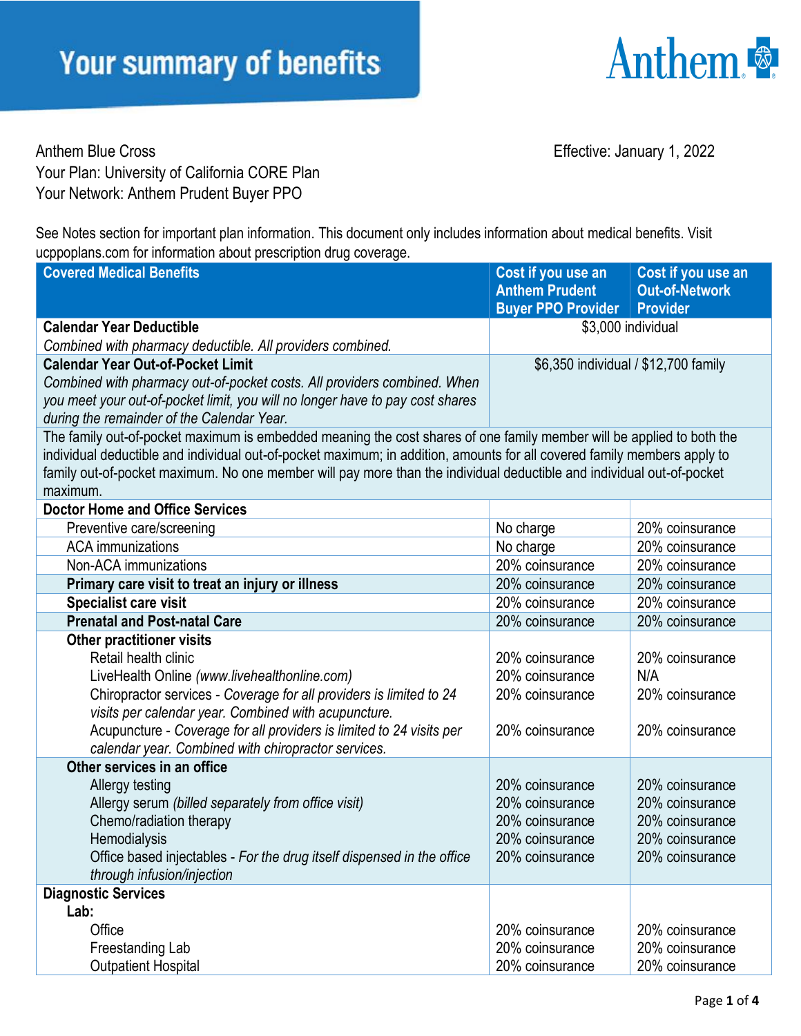# Your summary of benefits

Anthem

Anthem Blue Cross
Your Plan: University of California CORE Plan
Your Network: Anthem Prudent Buyer PPO

Effective: January 1, 2022

See Notes section for important plan information. This document only includes information about medical benefits. Visit ucppoplans.com for information about prescription drug coverage.

| Covered Medical Benefits | Cost if you use an Anthem Prudent Buyer PPO Provider | Cost if you use an Out-of-Network Provider |
|---|---|---|
| **Calendar Year Deductible** *Combined with pharmacy deductible. All providers combined.* | $3,000 individual | |
| **Calendar Year Out-of-Pocket Limit** *Combined with pharmacy out-of-pocket costs. All providers combined. When you meet your out-of-pocket limit, you will no longer have to pay cost shares during the remainder of the Calendar Year.* | $6,350 individual / $12,700 family | |
| The family out-of-pocket maximum is embedded meaning the cost shares of one family member will be applied to both the individual deductible and individual out-of-pocket maximum; in addition, amounts for all covered family members apply to family out-of-pocket maximum. No one member will pay more than the individual deductible and individual out-of-pocket maximum. | | |
| **Doctor Home and Office Services** | | |
| Preventive care/screening | No charge | 20% coinsurance |
| ACA immunizations | No charge | 20% coinsurance |
| Non-ACA immunizations | 20% coinsurance | 20% coinsurance |
| **Primary care visit to treat an injury or illness** | 20% coinsurance | 20% coinsurance |
| **Specialist care visit** | 20% coinsurance | 20% coinsurance |
| **Prenatal and Post-natal Care** | 20% coinsurance | 20% coinsurance |
| **Other practitioner visits** | | |
| Retail health clinic | 20% coinsurance | 20% coinsurance |
| LiveHealth Online *(www.livehealthonline.com)* | 20% coinsurance | N/A |
| Chiropractor services - *Coverage for all providers is limited to 24 visits per calendar year. Combined with acupuncture.* | 20% coinsurance | 20% coinsurance |
| Acupuncture - *Coverage for all providers is limited to 24 visits per calendar year. Combined with chiropractor services.* | 20% coinsurance | 20% coinsurance |
| **Other services in an office** | | |
| Allergy testing | 20% coinsurance | 20% coinsurance |
| Allergy serum *(billed separately from office visit)* | 20% coinsurance | 20% coinsurance |
| Chemo/radiation therapy | 20% coinsurance | 20% coinsurance |
| Hemodialysis | 20% coinsurance | 20% coinsurance |
| Office based injectables - *For the drug itself dispensed in the office through infusion/injection* | 20% coinsurance | 20% coinsurance |
| **Diagnostic Services** | | |
| **Lab:** | | |
| Office | 20% coinsurance | 20% coinsurance |
| Freestanding Lab | 20% coinsurance | 20% coinsurance |
| Outpatient Hospital | 20% coinsurance | 20% coinsurance |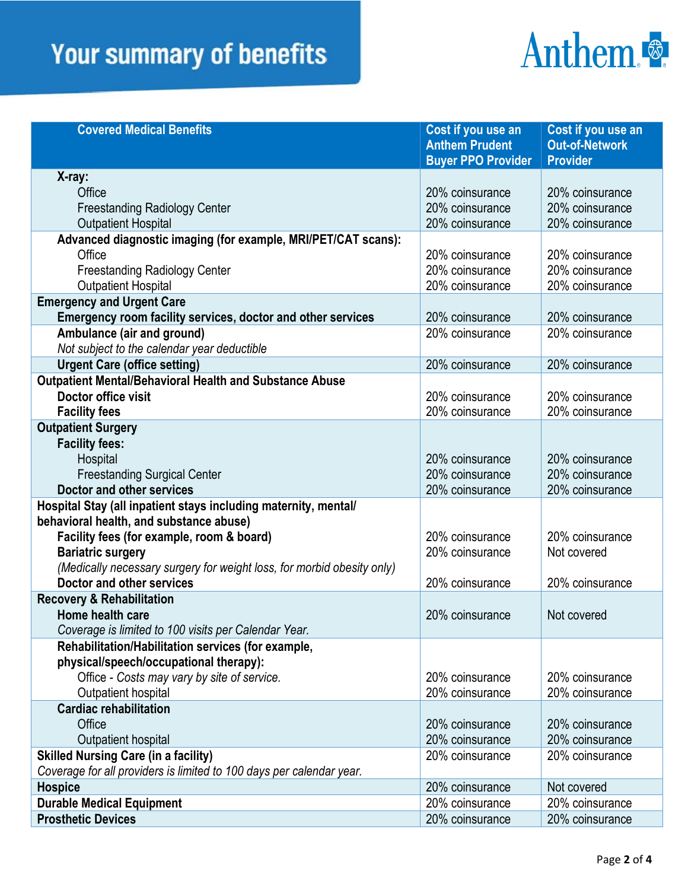# Your summary of benefits

Anthem

| Covered Medical Benefits | Cost if you use an Anthem Prudent Buyer PPO Provider | Cost if you use an Out-of-Network Provider |
|---|---|---|
| **X-ray:** | | |
| Office | 20% coinsurance | 20% coinsurance |
| Freestanding Radiology Center | 20% coinsurance | 20% coinsurance |
| Outpatient Hospital | 20% coinsurance | 20% coinsurance |
| **Advanced diagnostic imaging (for example, MRI/PET/CAT scans):** | | |
| Office | 20% coinsurance | 20% coinsurance |
| Freestanding Radiology Center | 20% coinsurance | 20% coinsurance |
| Outpatient Hospital | 20% coinsurance | 20% coinsurance |
| **Emergency and Urgent Care** | | |
| **Emergency room facility services, doctor and other services** | 20% coinsurance | 20% coinsurance |
| **Ambulance (air and ground)** *Not subject to the calendar year deductible* | 20% coinsurance | 20% coinsurance |
| **Urgent Care (office setting)** | 20% coinsurance | 20% coinsurance |
| **Outpatient Mental/Behavioral Health and Substance Abuse** | | |
| **Doctor office visit** | 20% coinsurance | 20% coinsurance |
| **Facility fees** | 20% coinsurance | 20% coinsurance |
| **Outpatient Surgery** | | |
| **Facility fees:** | | |
| Hospital | 20% coinsurance | 20% coinsurance |
| Freestanding Surgical Center | 20% coinsurance | 20% coinsurance |
| **Doctor and other services** | 20% coinsurance | 20% coinsurance |
| **Hospital Stay (all inpatient stays including maternity, mental/ behavioral health, and substance abuse)** | | |
| **Facility fees (for example, room & board)** | 20% coinsurance | 20% coinsurance |
| **Bariatric surgery** *(Medically necessary surgery for weight loss, for morbid obesity only)* | 20% coinsurance | Not covered |
| **Doctor and other services** | 20% coinsurance | 20% coinsurance |
| **Recovery & Rehabilitation** | | |
| **Home health care** *Coverage is limited to 100 visits per Calendar Year.* | 20% coinsurance | Not covered |
| **Rehabilitation/Habilitation services (for example, physical/speech/occupational therapy):** | | |
| Office - *Costs may vary by site of service.* | 20% coinsurance | 20% coinsurance |
| Outpatient hospital | 20% coinsurance | 20% coinsurance |
| **Cardiac rehabilitation** | | |
| Office | 20% coinsurance | 20% coinsurance |
| Outpatient hospital | 20% coinsurance | 20% coinsurance |
| **Skilled Nursing Care (in a facility)** *Coverage for all providers is limited to 100 days per calendar year.* | 20% coinsurance | 20% coinsurance |
| **Hospice** | 20% coinsurance | Not covered |
| **Durable Medical Equipment** | 20% coinsurance | 20% coinsurance |
| **Prosthetic Devices** | 20% coinsurance | 20% coinsurance |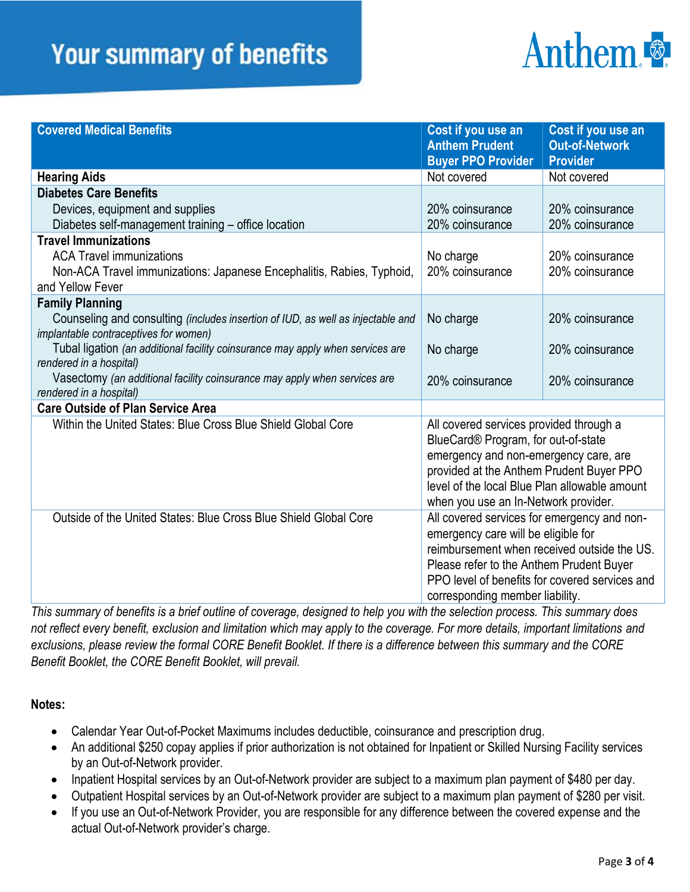# Your summary of benefits

Anthem

| Covered Medical Benefits | Cost if you use an Anthem Prudent Buyer PPO Provider | Cost if you use an Out-of-Network Provider |
|---|---|---|
| **Hearing Aids** | Not covered | Not covered |
| **Diabetes Care Benefits** | | |
| Devices, equipment and supplies | 20% coinsurance | 20% coinsurance |
| Diabetes self-management training – office location | 20% coinsurance | 20% coinsurance |
| **Travel Immunizations** | | |
| ACA Travel immunizations | No charge | 20% coinsurance |
| Non-ACA Travel immunizations: Japanese Encephalitis, Rabies, Typhoid, and Yellow Fever | 20% coinsurance | 20% coinsurance |
| **Family Planning** | | |
| Counseling and consulting *(includes insertion of IUD, as well as injectable and implantable contraceptives for women)* | No charge | 20% coinsurance |
| Tubal ligation *(an additional facility coinsurance may apply when services are rendered in a hospital)* | No charge | 20% coinsurance |
| Vasectomy *(an additional facility coinsurance may apply when services are rendered in a hospital)* | 20% coinsurance | 20% coinsurance |
| **Care Outside of Plan Service Area** | | |
| Within the United States: Blue Cross Blue Shield Global Core | All covered services provided through a BlueCard® Program, for out-of-state emergency and non-emergency care, are provided at the Anthem Prudent Buyer PPO level of the local Blue Plan allowable amount when you use an In-Network provider. | |
| Outside of the United States: Blue Cross Blue Shield Global Core | All covered services for emergency and non-emergency care will be eligible for reimbursement when received outside the US. Please refer to the Anthem Prudent Buyer PPO level of benefits for covered services and corresponding member liability. | |

*This summary of benefits is a brief outline of coverage, designed to help you with the selection process. This summary does not reflect every benefit, exclusion and limitation which may apply to the coverage. For more details, important limitations and exclusions, please review the formal CORE Benefit Booklet. If there is a difference between this summary and the CORE Benefit Booklet, the CORE Benefit Booklet, will prevail.*

**Notes:**

- Calendar Year Out-of-Pocket Maximums includes deductible, coinsurance and prescription drug.
- An additional $250 copay applies if prior authorization is not obtained for Inpatient or Skilled Nursing Facility services by an Out-of-Network provider.
- Inpatient Hospital services by an Out-of-Network provider are subject to a maximum plan payment of $480 per day.
- Outpatient Hospital services by an Out-of-Network provider are subject to a maximum plan payment of $280 per visit.
- If you use an Out-of-Network Provider, you are responsible for any difference between the covered expense and the actual Out-of-Network provider's charge.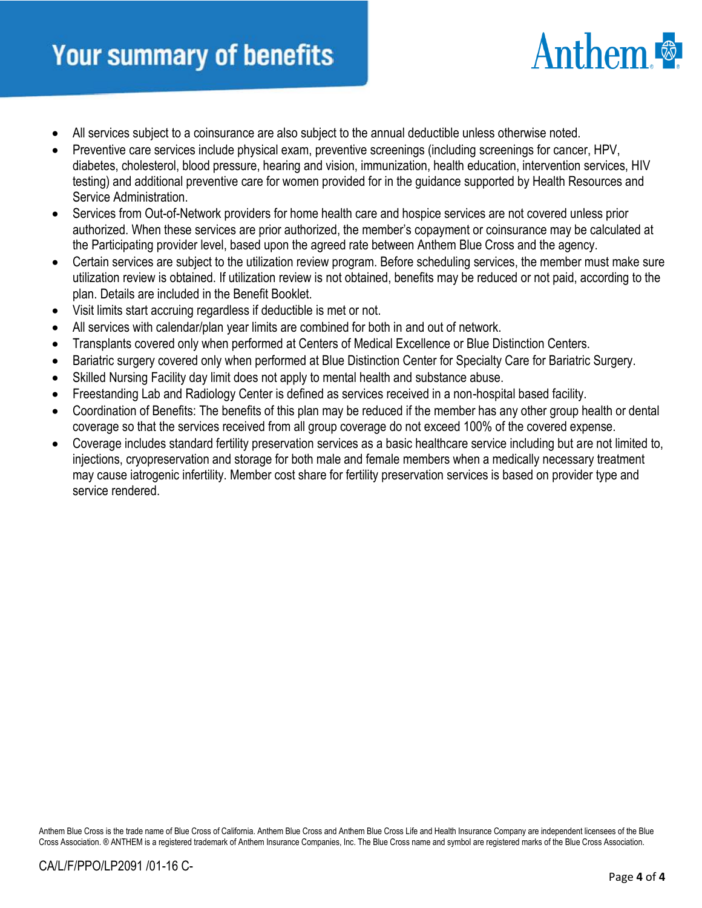# Your summary of benefits

Anthem

- All services subject to a coinsurance are also subject to the annual deductible unless otherwise noted.
- Preventive care services include physical exam, preventive screenings (including screenings for cancer, HPV, diabetes, cholesterol, blood pressure, hearing and vision, immunization, health education, intervention services, HIV testing) and additional preventive care for women provided for in the guidance supported by Health Resources and Service Administration.
- Services from Out-of-Network providers for home health care and hospice services are not covered unless prior authorized. When these services are prior authorized, the member's copayment or coinsurance may be calculated at the Participating provider level, based upon the agreed rate between Anthem Blue Cross and the agency.
- Certain services are subject to the utilization review program. Before scheduling services, the member must make sure utilization review is obtained. If utilization review is not obtained, benefits may be reduced or not paid, according to the plan. Details are included in the Benefit Booklet.
- Visit limits start accruing regardless if deductible is met or not.
- All services with calendar/plan year limits are combined for both in and out of network.
- Transplants covered only when performed at Centers of Medical Excellence or Blue Distinction Centers.
- Bariatric surgery covered only when performed at Blue Distinction Center for Specialty Care for Bariatric Surgery.
- Skilled Nursing Facility day limit does not apply to mental health and substance abuse.
- Freestanding Lab and Radiology Center is defined as services received in a non-hospital based facility.
- Coordination of Benefits: The benefits of this plan may be reduced if the member has any other group health or dental coverage so that the services received from all group coverage do not exceed 100% of the covered expense.
- Coverage includes standard fertility preservation services as a basic healthcare service including but are not limited to, injections, cryopreservation and storage for both male and female members when a medically necessary treatment may cause iatrogenic infertility. Member cost share for fertility preservation services is based on provider type and service rendered.

Anthem Blue Cross is the trade name of Blue Cross of California. Anthem Blue Cross and Anthem Blue Cross Life and Health Insurance Company are independent licensees of the Blue Cross Association. ® ANTHEM is a registered trademark of Anthem Insurance Companies, Inc. The Blue Cross name and symbol are registered marks of the Blue Cross Association.

CA/L/F/PPO/LP2091 /01-16 C-